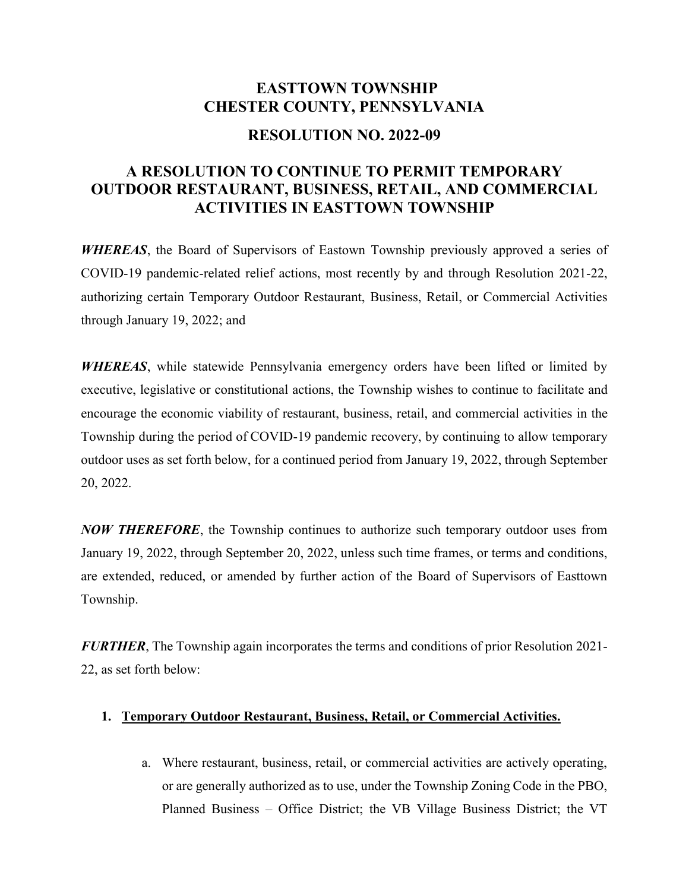# EASTTOWN TOWNSHIP
# CHESTER COUNTY, PENNSYLVANIA

## RESOLUTION NO. 2022-09

## A RESOLUTION TO CONTINUE TO PERMIT TEMPORARY OUTDOOR RESTAURANT, BUSINESS, RETAIL, AND COMMERCIAL ACTIVITIES IN EASTTOWN TOWNSHIP

***WHEREAS***, the Board of Supervisors of Eastown Township previously approved a series of COVID-19 pandemic-related relief actions, most recently by and through Resolution 2021-22, authorizing certain Temporary Outdoor Restaurant, Business, Retail, or Commercial Activities through January 19, 2022; and

***WHEREAS***, while statewide Pennsylvania emergency orders have been lifted or limited by executive, legislative or constitutional actions, the Township wishes to continue to facilitate and encourage the economic viability of restaurant, business, retail, and commercial activities in the Township during the period of COVID-19 pandemic recovery, by continuing to allow temporary outdoor uses as set forth below, for a continued period from January 19, 2022, through September 20, 2022.

***NOW THEREFORE***, the Township continues to authorize such temporary outdoor uses from January 19, 2022, through September 20, 2022, unless such time frames, or terms and conditions, are extended, reduced, or amended by further action of the Board of Supervisors of Easttown Township.

***FURTHER***, The Township again incorporates the terms and conditions of prior Resolution 2021-22, as set forth below:

1. **<u>Temporary Outdoor Restaurant, Business, Retail, or Commercial Activities.</u>**

    a. Where restaurant, business, retail, or commercial activities are actively operating, or are generally authorized as to use, under the Township Zoning Code in the PBO, Planned Business – Office District; the VB Village Business District; the VT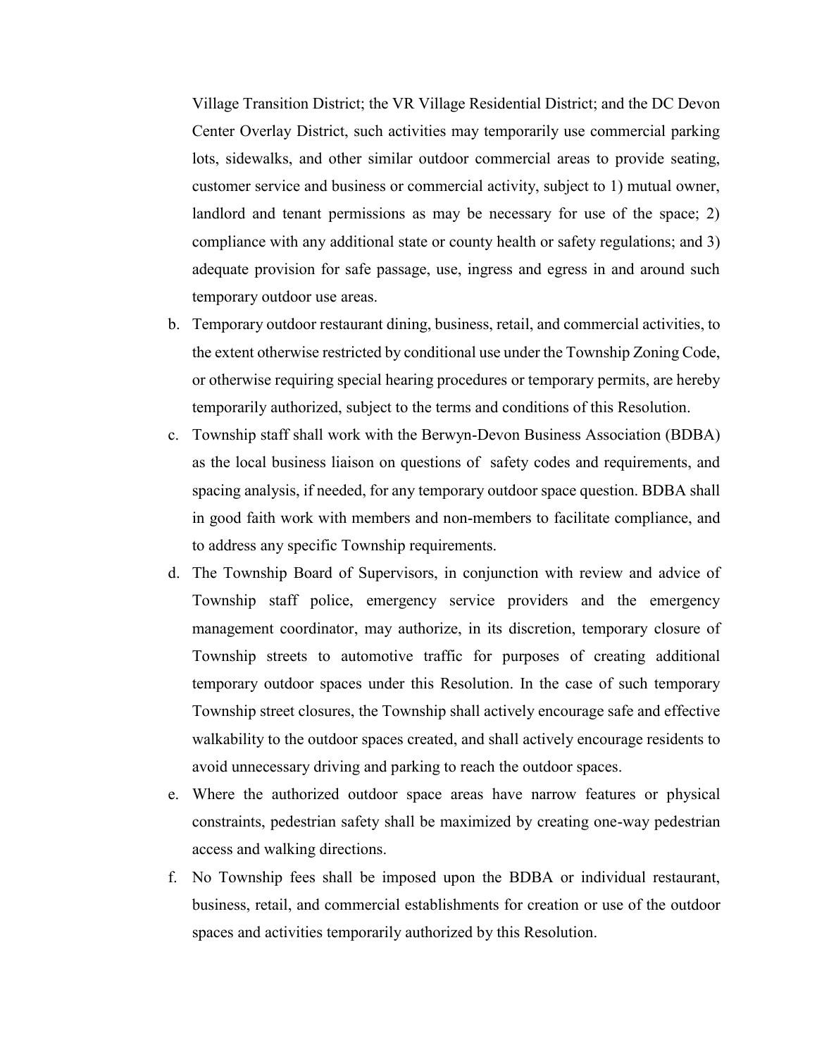Village Transition District; the VR Village Residential District; and the DC Devon Center Overlay District, such activities may temporarily use commercial parking lots, sidewalks, and other similar outdoor commercial areas to provide seating, customer service and business or commercial activity, subject to 1) mutual owner, landlord and tenant permissions as may be necessary for use of the space; 2) compliance with any additional state or county health or safety regulations; and 3) adequate provision for safe passage, use, ingress and egress in and around such temporary outdoor use areas.

b. Temporary outdoor restaurant dining, business, retail, and commercial activities, to the extent otherwise restricted by conditional use under the Township Zoning Code, or otherwise requiring special hearing procedures or temporary permits, are hereby temporarily authorized, subject to the terms and conditions of this Resolution.

c. Township staff shall work with the Berwyn-Devon Business Association (BDBA) as the local business liaison on questions of safety codes and requirements, and spacing analysis, if needed, for any temporary outdoor space question. BDBA shall in good faith work with members and non-members to facilitate compliance, and to address any specific Township requirements.

d. The Township Board of Supervisors, in conjunction with review and advice of Township staff police, emergency service providers and the emergency management coordinator, may authorize, in its discretion, temporary closure of Township streets to automotive traffic for purposes of creating additional temporary outdoor spaces under this Resolution. In the case of such temporary Township street closures, the Township shall actively encourage safe and effective walkability to the outdoor spaces created, and shall actively encourage residents to avoid unnecessary driving and parking to reach the outdoor spaces.

e. Where the authorized outdoor space areas have narrow features or physical constraints, pedestrian safety shall be maximized by creating one-way pedestrian access and walking directions.

f. No Township fees shall be imposed upon the BDBA or individual restaurant, business, retail, and commercial establishments for creation or use of the outdoor spaces and activities temporarily authorized by this Resolution.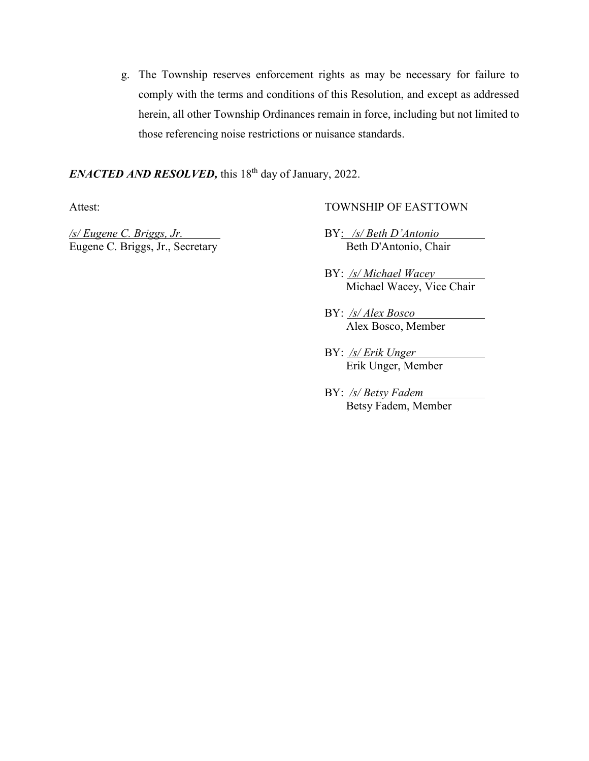g. The Township reserves enforcement rights as may be necessary for failure to comply with the terms and conditions of this Resolution, and except as addressed herein, all other Township Ordinances remain in force, including but not limited to those referencing noise restrictions or nuisance standards.

***ENACTED AND RESOLVED,*** this 18th day of January, 2022.

Attest:

*/s/ Eugene C. Briggs, Jr.*
Eugene C. Briggs, Jr., Secretary

TOWNSHIP OF EASTTOWN

BY: */s/ Beth D'Antonio*
Beth D'Antonio, Chair

BY: */s/ Michael Wacey*
Michael Wacey, Vice Chair

BY: */s/ Alex Bosco*
Alex Bosco, Member

BY: */s/ Erik Unger*
Erik Unger, Member

BY: */s/ Betsy Fadem*
Betsy Fadem, Member